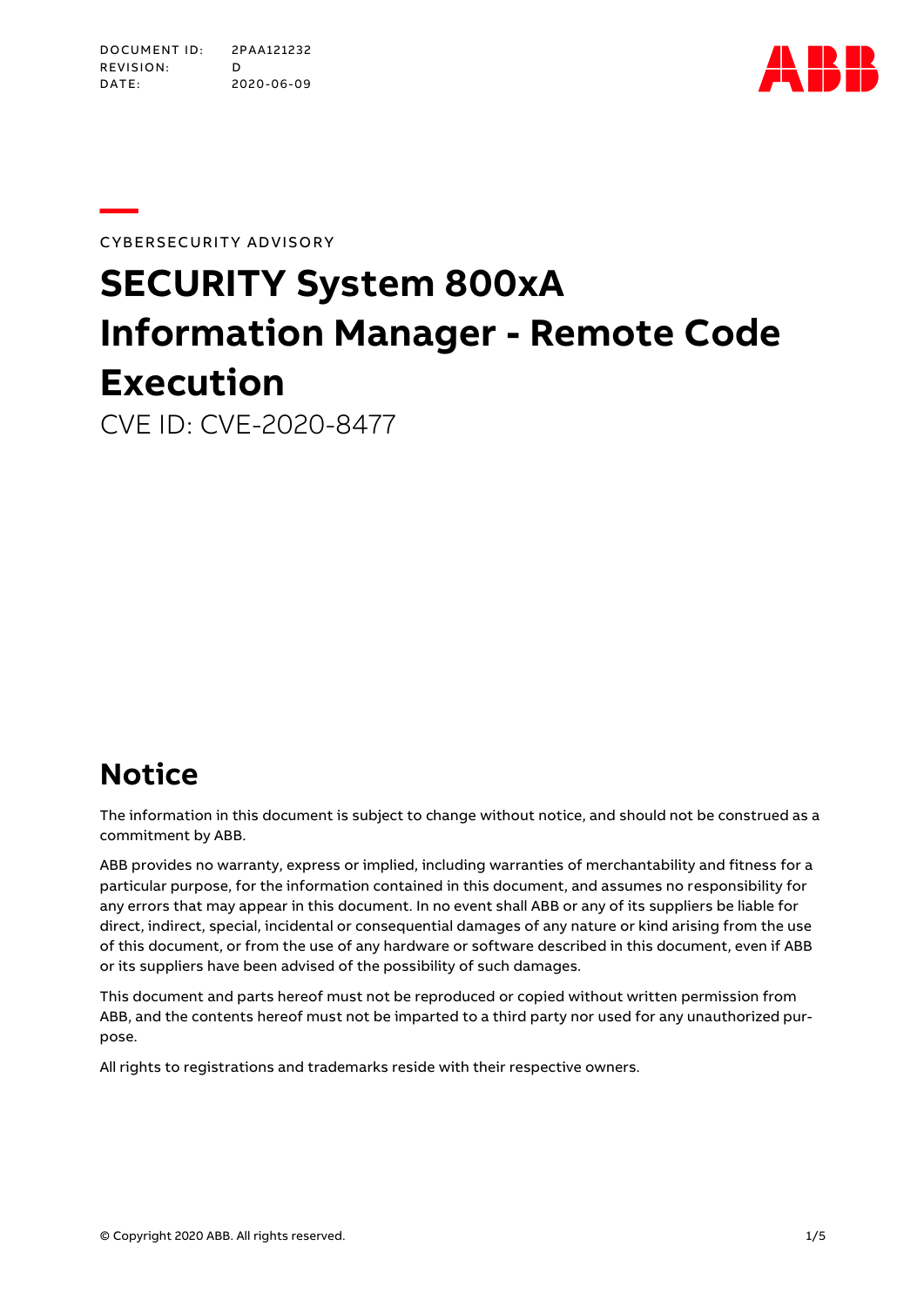DOCUMENT ID: 2PAA121232
REVISION: D
DATE: 2020-06-09

CYBERSECURITY ADVISORY

# SECURITY System 800xA Information Manager - Remote Code Execution

CVE ID: CVE-2020-8477

## Notice

The information in this document is subject to change without notice, and should not be construed as a commitment by ABB.

ABB provides no warranty, express or implied, including warranties of merchantability and fitness for a particular purpose, for the information contained in this document, and assumes no responsibility for any errors that may appear in this document. In no event shall ABB or any of its suppliers be liable for direct, indirect, special, incidental or consequential damages of any nature or kind arising from the use of this document, or from the use of any hardware or software described in this document, even if ABB or its suppliers have been advised of the possibility of such damages.

This document and parts hereof must not be reproduced or copied without written permission from ABB, and the contents hereof must not be imparted to a third party nor used for any unauthorized purpose.

All rights to registrations and trademarks reside with their respective owners.

© Copyright 2020 ABB. All rights reserved.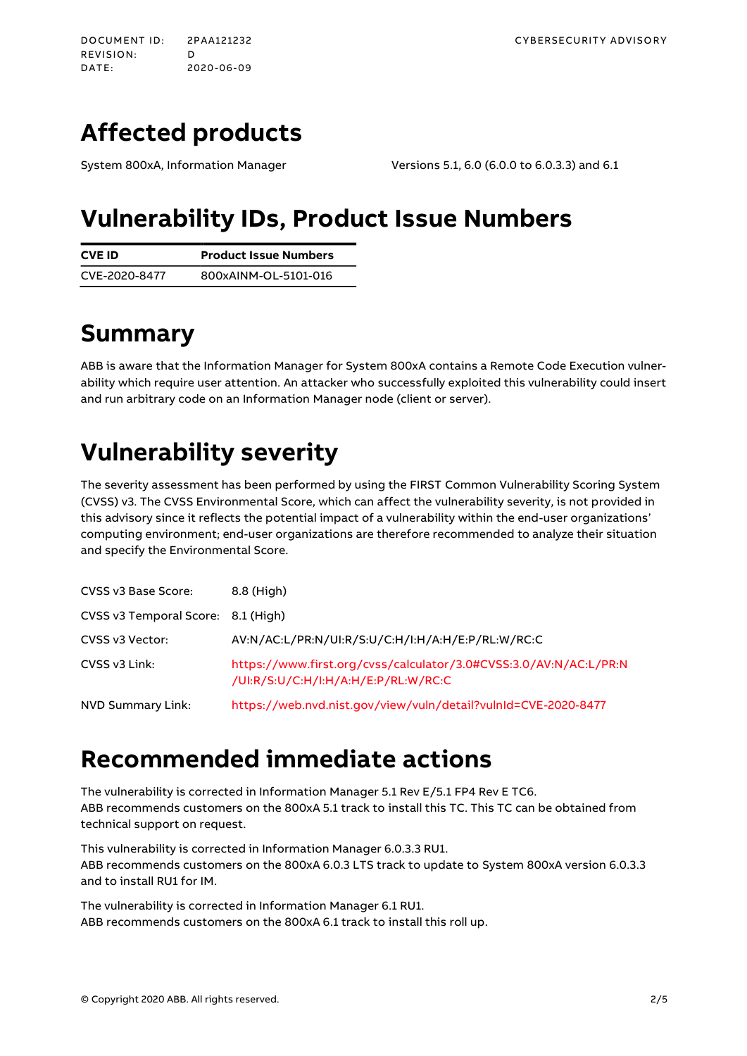# Affected products

| | |
|---|---|
| System 800xA, Information Manager | Versions 5.1, 6.0 (6.0.0 to 6.0.3.3) and 6.1 |

# Vulnerability IDs, Product Issue Numbers

| CVE ID | Product Issue Numbers |
|---|---|
| CVE-2020-8477 | 800xAINM-OL-5101-016 |

# Summary

ABB is aware that the Information Manager for System 800xA contains a Remote Code Execution vulnerability which require user attention. An attacker who successfully exploited this vulnerability could insert and run arbitrary code on an Information Manager node (client or server).

# Vulnerability severity

The severity assessment has been performed by using the FIRST Common Vulnerability Scoring System (CVSS) v3. The CVSS Environmental Score, which can affect the vulnerability severity, is not provided in this advisory since it reflects the potential impact of a vulnerability within the end-user organizations' computing environment; end-user organizations are therefore recommended to analyze their situation and specify the Environmental Score.

| | |
|---|---|
| CVSS v3 Base Score: | 8.8 (High) |
| CVSS v3 Temporal Score: | 8.1 (High) |
| CVSS v3 Vector: | AV:N/AC:L/PR:N/UI:R/S:U/C:H/I:H/A:H/E:P/RL:W/RC:C |
| CVSS v3 Link: | https://www.first.org/cvss/calculator/3.0#CVSS:3.0/AV:N/AC:L/PR:N/UI:R/S:U/C:H/I:H/A:H/E:P/RL:W/RC:C |
| NVD Summary Link: | https://web.nvd.nist.gov/view/vuln/detail?vulnId=CVE-2020-8477 |

# Recommended immediate actions

The vulnerability is corrected in Information Manager 5.1 Rev E/5.1 FP4 Rev E TC6.
ABB recommends customers on the 800xA 5.1 track to install this TC. This TC can be obtained from technical support on request.

This vulnerability is corrected in Information Manager 6.0.3.3 RU1.
ABB recommends customers on the 800xA 6.0.3 LTS track to update to System 800xA version 6.0.3.3 and to install RU1 for IM.

The vulnerability is corrected in Information Manager 6.1 RU1.
ABB recommends customers on the 800xA 6.1 track to install this roll up.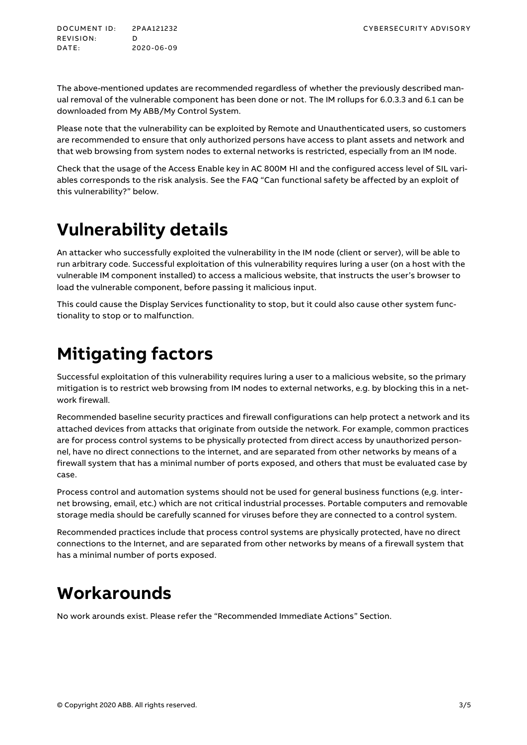The above-mentioned updates are recommended regardless of whether the previously described manual removal of the vulnerable component has been done or not. The IM rollups for 6.0.3.3 and 6.1 can be downloaded from My ABB/My Control System.

Please note that the vulnerability can be exploited by Remote and Unauthenticated users, so customers are recommended to ensure that only authorized persons have access to plant assets and network and that web browsing from system nodes to external networks is restricted, especially from an IM node.

Check that the usage of the Access Enable key in AC 800M HI and the configured access level of SIL variables corresponds to the risk analysis. See the FAQ "Can functional safety be affected by an exploit of this vulnerability?" below.

# Vulnerability details

An attacker who successfully exploited the vulnerability in the IM node (client or server), will be able to run arbitrary code. Successful exploitation of this vulnerability requires luring a user (on a host with the vulnerable IM component installed) to access a malicious website, that instructs the user's browser to load the vulnerable component, before passing it malicious input.

This could cause the Display Services functionality to stop, but it could also cause other system functionality to stop or to malfunction.

# Mitigating factors

Successful exploitation of this vulnerability requires luring a user to a malicious website, so the primary mitigation is to restrict web browsing from IM nodes to external networks, e.g. by blocking this in a network firewall.

Recommended baseline security practices and firewall configurations can help protect a network and its attached devices from attacks that originate from outside the network. For example, common practices are for process control systems to be physically protected from direct access by unauthorized personnel, have no direct connections to the internet, and are separated from other networks by means of a firewall system that has a minimal number of ports exposed, and others that must be evaluated case by case.

Process control and automation systems should not be used for general business functions (e,g. internet browsing, email, etc.) which are not critical industrial processes. Portable computers and removable storage media should be carefully scanned for viruses before they are connected to a control system.

Recommended practices include that process control systems are physically protected, have no direct connections to the Internet, and are separated from other networks by means of a firewall system that has a minimal number of ports exposed.

# Workarounds

No work arounds exist. Please refer the "Recommended Immediate Actions" Section.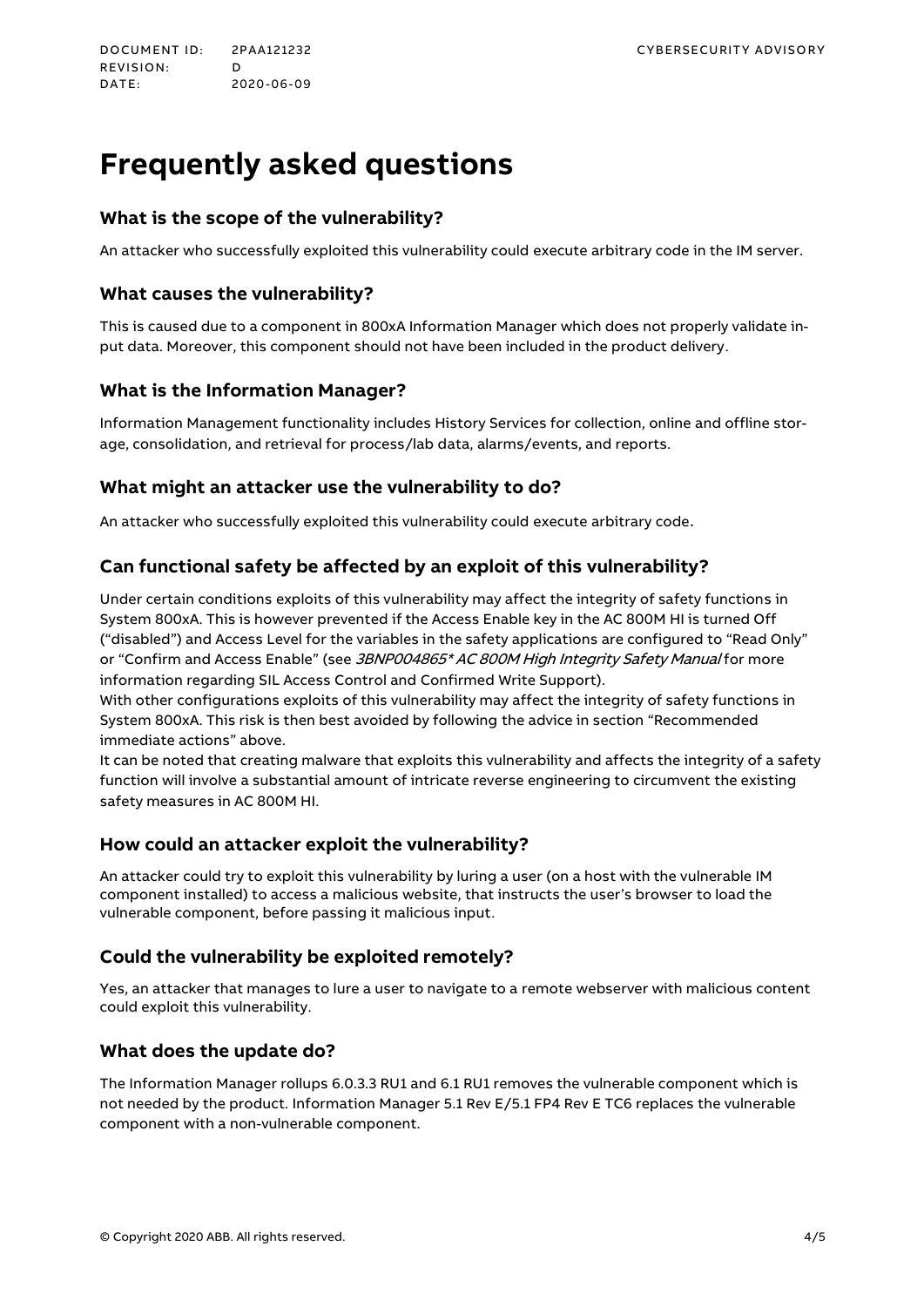# Frequently asked questions

### What is the scope of the vulnerability?

An attacker who successfully exploited this vulnerability could execute arbitrary code in the IM server.

### What causes the vulnerability?

This is caused due to a component in 800xA Information Manager which does not properly validate input data. Moreover, this component should not have been included in the product delivery.

### What is the Information Manager?

Information Management functionality includes History Services for collection, online and offline storage, consolidation, and retrieval for process/lab data, alarms/events, and reports.

### What might an attacker use the vulnerability to do?

An attacker who successfully exploited this vulnerability could execute arbitrary code.

### Can functional safety be affected by an exploit of this vulnerability?

Under certain conditions exploits of this vulnerability may affect the integrity of safety functions in System 800xA. This is however prevented if the Access Enable key in the AC 800M HI is turned Off ("disabled") and Access Level for the variables in the safety applications are configured to "Read Only" or "Confirm and Access Enable" (see *3BNP004865* AC 800M High Integrity Safety Manual* for more information regarding SIL Access Control and Confirmed Write Support).
With other configurations exploits of this vulnerability may affect the integrity of safety functions in System 800xA. This risk is then best avoided by following the advice in section "Recommended immediate actions" above.
It can be noted that creating malware that exploits this vulnerability and affects the integrity of a safety function will involve a substantial amount of intricate reverse engineering to circumvent the existing safety measures in AC 800M HI.

### How could an attacker exploit the vulnerability?

An attacker could try to exploit this vulnerability by luring a user (on a host with the vulnerable IM component installed) to access a malicious website, that instructs the user's browser to load the vulnerable component, before passing it malicious input.

### Could the vulnerability be exploited remotely?

Yes, an attacker that manages to lure a user to navigate to a remote webserver with malicious content could exploit this vulnerability.

### What does the update do?

The Information Manager rollups 6.0.3.3 RU1 and 6.1 RU1 removes the vulnerable component which is not needed by the product. Information Manager 5.1 Rev E/5.1 FP4 Rev E TC6 replaces the vulnerable component with a non-vulnerable component.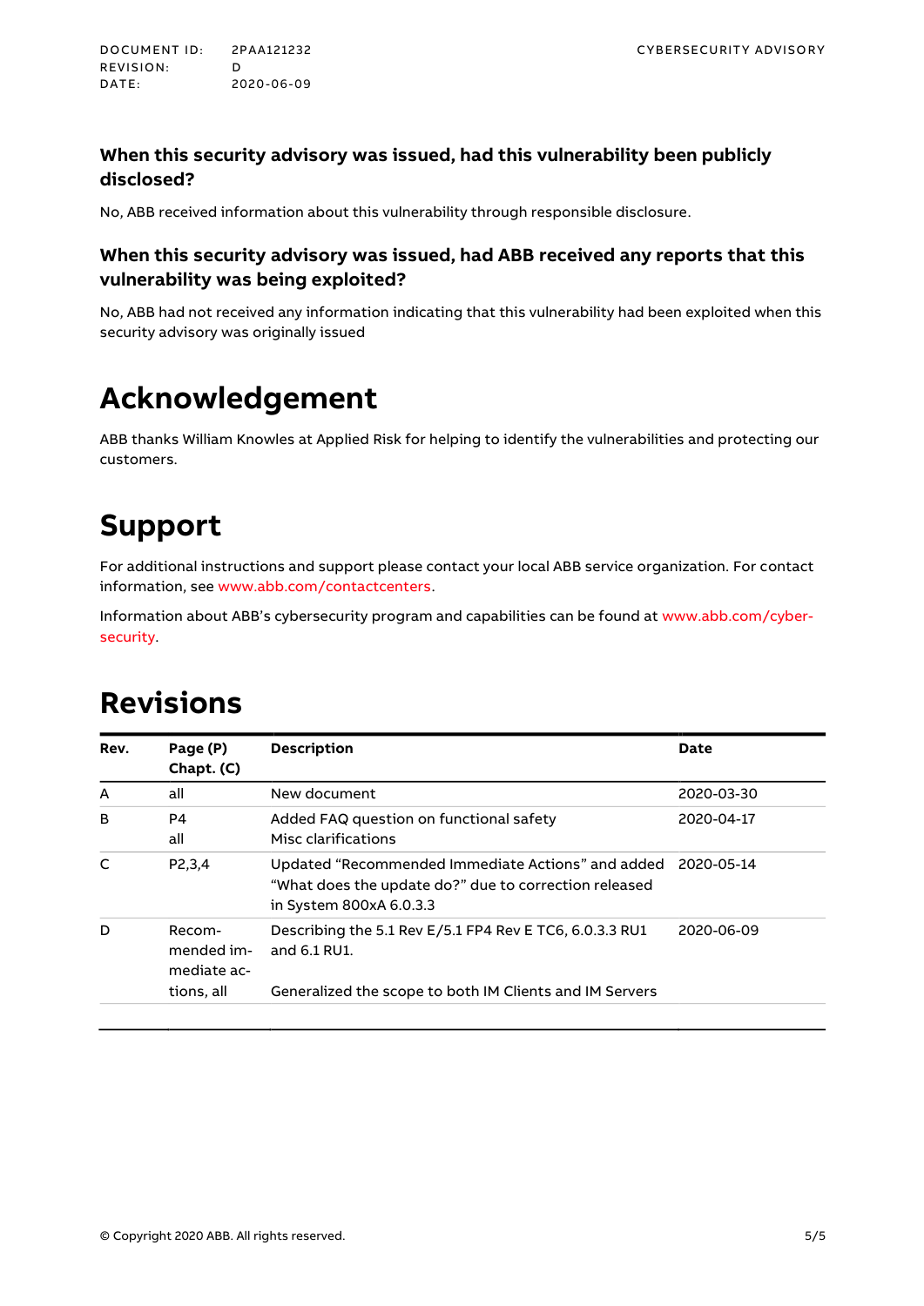### When this security advisory was issued, had this vulnerability been publicly disclosed?

No, ABB received information about this vulnerability through responsible disclosure.

### When this security advisory was issued, had ABB received any reports that this vulnerability was being exploited?

No, ABB had not received any information indicating that this vulnerability had been exploited when this security advisory was originally issued

# Acknowledgement

ABB thanks William Knowles at Applied Risk for helping to identify the vulnerabilities and protecting our customers.

# Support

For additional instructions and support please contact your local ABB service organization. For contact information, see www.abb.com/contactcenters.

Information about ABB's cybersecurity program and capabilities can be found at www.abb.com/cyber-security.

# Revisions

| Rev. | Page (P) Chapt. (C) | Description | Date |
|---|---|---|---|
| A | all | New document | 2020-03-30 |
| B | P4<br>all | Added FAQ question on functional safety<br>Misc clarifications | 2020-04-17 |
| C | P2,3,4 | Updated "Recommended Immediate Actions" and added "What does the update do?" due to correction released in System 800xA 6.0.3.3 | 2020-05-14 |
| D | Recommended immediate actions, all | Describing the 5.1 Rev E/5.1 FP4 Rev E TC6, 6.0.3.3 RU1 and 6.1 RU1.<br><br>Generalized the scope to both IM Clients and IM Servers | 2020-06-09 |